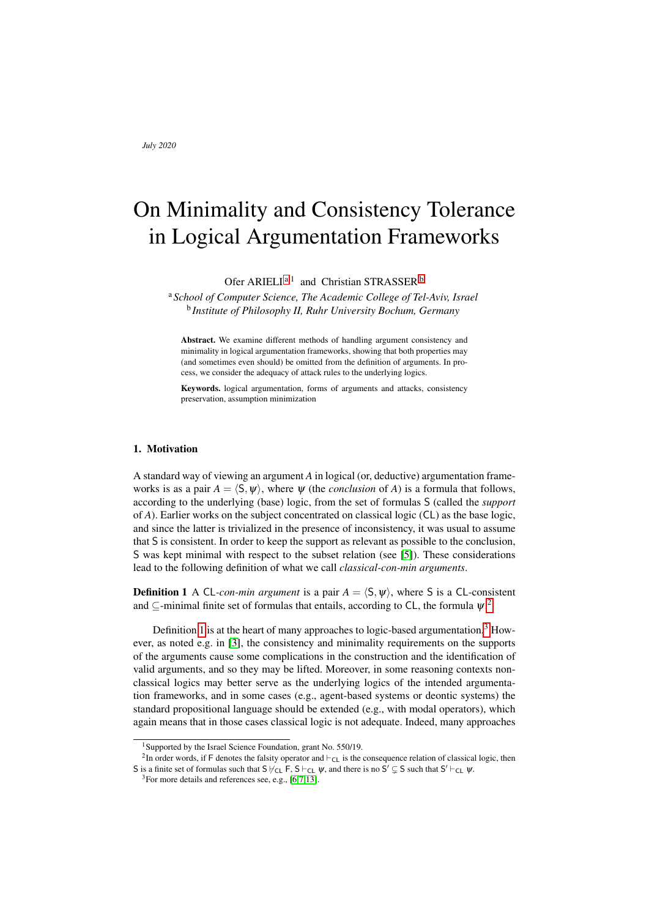July 2020

# On Minimality and Consistency Tolerance in Logical Argumentation Frameworks

Ofer ARIELI [a] [1] and Christian STRASSER [b]

[a] *School of Computer Science, The Academic College of Tel-Aviv, Israel*
[b] *Institute of Philosophy II, Ruhr University Bochum, Germany*

**Abstract.** We examine different methods of handling argument consistency and minimality in logical argumentation frameworks, showing that both properties may (and sometimes even should) be omitted from the definition of arguments. In process, we consider the adequacy of attack rules to the underlying logics.

**Keywords.** logical argumentation, forms of arguments and attacks, consistency preservation, assumption minimization

## 1. Motivation

A standard way of viewing an argument $A$ in logical (or, deductive) argumentation frameworks is as a pair $A = \langle \mathsf{S}, \psi \rangle$, where $\psi$ (the *conclusion* of $A$) is a formula that follows, according to the underlying (base) logic, from the set of formulas $\mathsf{S}$ (called the *support* of $A$). Earlier works on the subject concentrated on classical logic ($\mathsf{CL}$) as the base logic, and since the latter is trivialized in the presence of inconsistency, it was usual to assume that $\mathsf{S}$ is consistent. In order to keep the support as relevant as possible to the conclusion, $\mathsf{S}$ was kept minimal with respect to the subset relation (see [5]). These considerations lead to the following definition of what we call *classical-con-min arguments*.

**Definition 1** A $\mathsf{CL}$-*con-min argument* is a pair $A = \langle \mathsf{S}, \psi \rangle$, where $\mathsf{S}$ is a $\mathsf{CL}$-consistent and $\subseteq$-minimal finite set of formulas that entails, according to $\mathsf{CL}$, the formula $\psi$.[2]

Definition 1 is at the heart of many approaches to logic-based argumentation.[3] However, as noted e.g. in [3], the consistency and minimality requirements on the supports of the arguments cause some complications in the construction and the identification of valid arguments, and so they may be lifted. Moreover, in some reasoning contexts non-classical logics may better serve as the underlying logics of the intended argumentation frameworks, and in some cases (e.g., agent-based systems or deontic systems) the standard propositional language should be extended (e.g., with modal operators), which again means that in those cases classical logic is not adequate. Indeed, many approaches

[1] Supported by the Israel Science Foundation, grant No. 550/19.

[2] In order words, if $\mathsf{F}$ denotes the falsity operator and $\vdash_{\mathsf{CL}}$ is the consequence relation of classical logic, then $\mathsf{S}$ is a finite set of formulas such that $\mathsf{S} \not\vdash_{\mathsf{CL}} \mathsf{F}$, $\mathsf{S} \vdash_{\mathsf{CL}} \psi$, and there is no $\mathsf{S}' \subsetneq \mathsf{S}$ such that $\mathsf{S}' \vdash_{\mathsf{CL}} \psi$.

[3] For more details and references see, e.g., [6,7,13].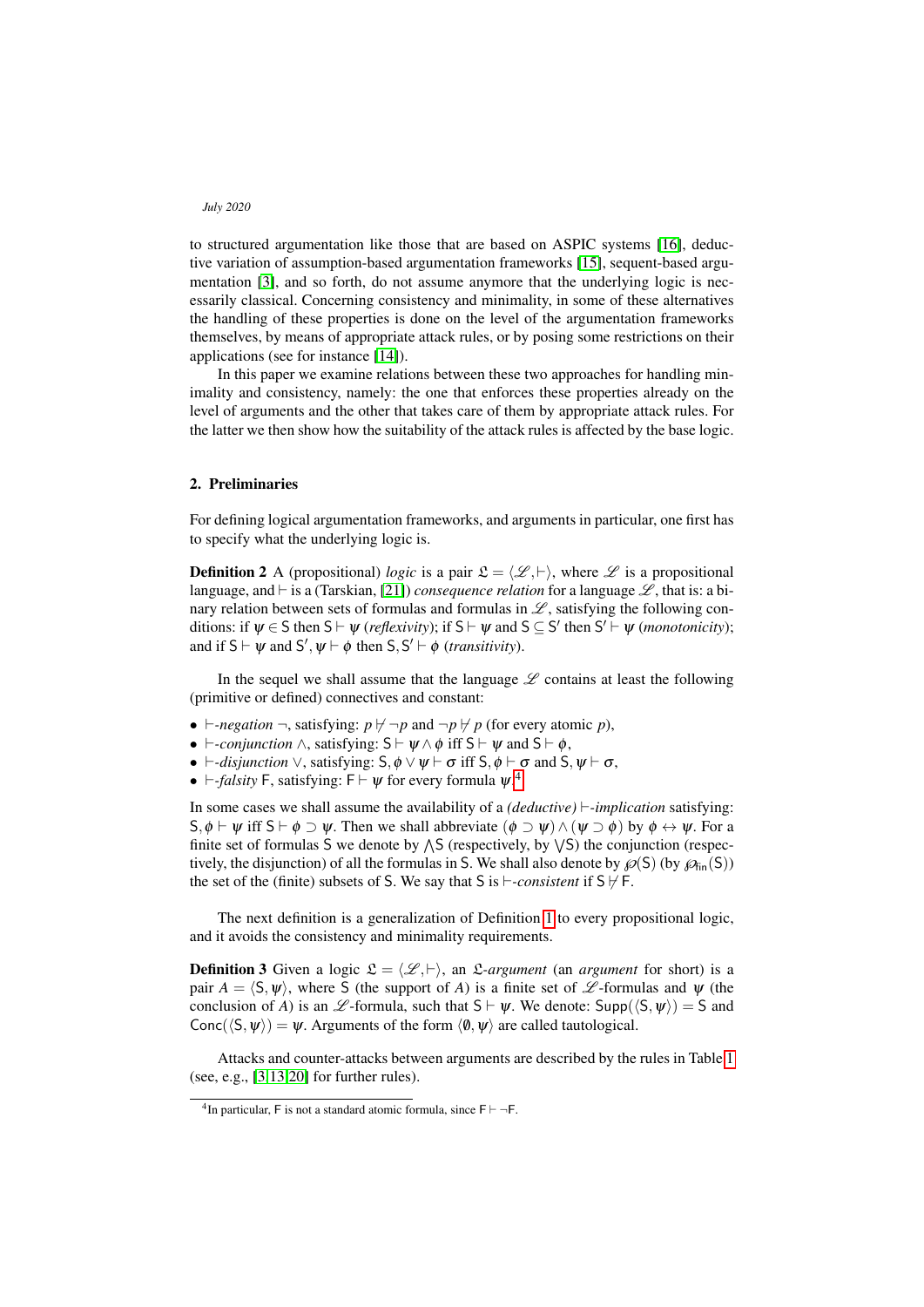to structured argumentation like those that are based on ASPIC systems [16], deductive variation of assumption-based argumentation frameworks [15], sequent-based argumentation [3], and so forth, do not assume anymore that the underlying logic is necessarily classical. Concerning consistency and minimality, in some of these alternatives the handling of these properties is done on the level of the argumentation frameworks themselves, by means of appropriate attack rules, or by posing some restrictions on their applications (see for instance [14]).

In this paper we examine relations between these two approaches for handling minimality and consistency, namely: the one that enforces these properties already on the level of arguments and the other that takes care of them by appropriate attack rules. For the latter we then show how the suitability of the attack rules is affected by the base logic.

## 2. Preliminaries

For defining logical argumentation frameworks, and arguments in particular, one first has to specify what the underlying logic is.

**Definition 2** A (propositional) *logic* is a pair $\mathfrak{L} = \langle \mathscr{L}, \vdash \rangle$, where $\mathscr{L}$ is a propositional language, and $\vdash$ is a (Tarskian, [21]) *consequence relation* for a language $\mathscr{L}$, that is: a binary relation between sets of formulas and formulas in $\mathscr{L}$, satisfying the following conditions: if $\psi \in \mathsf{S}$ then $\mathsf{S} \vdash \psi$ (*reflexivity*); if $\mathsf{S} \vdash \psi$ and $\mathsf{S} \subseteq \mathsf{S}'$ then $\mathsf{S}' \vdash \psi$ (*monotonicity*); and if $\mathsf{S} \vdash \psi$ and $\mathsf{S}', \psi \vdash \phi$ then $\mathsf{S}, \mathsf{S}' \vdash \phi$ (*transitivity*).

In the sequel we shall assume that the language $\mathscr{L}$ contains at least the following (primitive or defined) connectives and constant:

- $\vdash$-*negation* $\neg$, satisfying: $p \not\vdash \neg p$ and $\neg p \not\vdash p$ (for every atomic $p$),
- $\vdash$-*conjunction* $\wedge$, satisfying: $\mathsf{S} \vdash \psi \wedge \phi$ iff $\mathsf{S} \vdash \psi$ and $\mathsf{S} \vdash \phi$,
- $\vdash$-*disjunction* $\vee$, satisfying: $\mathsf{S}, \phi \vee \psi \vdash \sigma$ iff $\mathsf{S}, \phi \vdash \sigma$ and $\mathsf{S}, \psi \vdash \sigma$,
- $\vdash$-*falsity* $\mathsf{F}$, satisfying: $\mathsf{F} \vdash \psi$ for every formula $\psi$.[4]

In some cases we shall assume the availability of a *(deductive)* $\vdash$-*implication* satisfying: $\mathsf{S}, \phi \vdash \psi$ iff $\mathsf{S} \vdash \phi \supset \psi$. Then we shall abbreviate $(\phi \supset \psi) \wedge (\psi \supset \phi)$ by $\phi \leftrightarrow \psi$. For a finite set of formulas $\mathsf{S}$ we denote by $\bigwedge \mathsf{S}$ (respectively, by $\bigvee \mathsf{S}$) the conjunction (respectively, the disjunction) of all the formulas in $\mathsf{S}$. We shall also denote by $\wp(\mathsf{S})$ (by $\wp_{\mathsf{fin}}(\mathsf{S})$) the set of the (finite) subsets of $\mathsf{S}$. We say that $\mathsf{S}$ is $\vdash$-*consistent* if $\mathsf{S} \not\vdash \mathsf{F}$.

The next definition is a generalization of Definition 1 to every propositional logic, and it avoids the consistency and minimality requirements.

**Definition 3** Given a logic $\mathfrak{L} = \langle \mathscr{L}, \vdash \rangle$, an $\mathfrak{L}$-*argument* (an *argument* for short) is a pair $A = \langle \mathsf{S}, \psi \rangle$, where $\mathsf{S}$ (the support of $A$) is a finite set of $\mathscr{L}$-formulas and $\psi$ (the conclusion of $A$) is an $\mathscr{L}$-formula, such that $\mathsf{S} \vdash \psi$. We denote: $\mathsf{Supp}(\langle \mathsf{S}, \psi \rangle) = \mathsf{S}$ and $\mathsf{Conc}(\langle \mathsf{S}, \psi \rangle) = \psi$. Arguments of the form $\langle \emptyset, \psi \rangle$ are called tautological.

Attacks and counter-attacks between arguments are described by the rules in Table 1 (see, e.g., [3,13,20] for further rules).

[4] In particular, $\mathsf{F}$ is not a standard atomic formula, since $\mathsf{F} \vdash \neg \mathsf{F}$.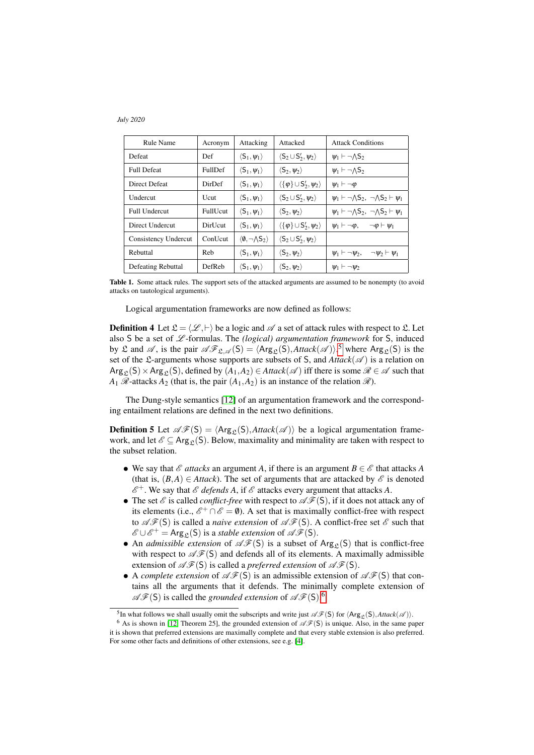| Rule Name | Acronym | Attacking | Attacked | Attack Conditions |
|---|---|---|---|---|
| Defeat | Def | $\langle \mathsf{S}_1, \psi_1 \rangle$ | $\langle \mathsf{S}_2 \cup \mathsf{S}_2', \psi_2 \rangle$ | $\psi_1 \vdash \neg \bigwedge \mathsf{S}_2$ |
| Full Defeat | FullDef | $\langle \mathsf{S}_1, \psi_1 \rangle$ | $\langle \mathsf{S}_2, \psi_2 \rangle$ | $\psi_1 \vdash \neg \bigwedge \mathsf{S}_2$ |
| Direct Defeat | DirDef | $\langle \mathsf{S}_1, \psi_1 \rangle$ | $\langle \{\varphi\} \cup \mathsf{S}_2', \psi_2 \rangle$ | $\psi_1 \vdash \neg \varphi$ |
| Undercut | Ucut | $\langle \mathsf{S}_1, \psi_1 \rangle$ | $\langle \mathsf{S}_2 \cup \mathsf{S}_2', \psi_2 \rangle$ | $\psi_1 \vdash \neg \bigwedge \mathsf{S}_2,\ \neg \bigwedge \mathsf{S}_2 \vdash \psi_1$ |
| Full Undercut | FullUcut | $\langle \mathsf{S}_1, \psi_1 \rangle$ | $\langle \mathsf{S}_2, \psi_2 \rangle$ | $\psi_1 \vdash \neg \bigwedge \mathsf{S}_2,\ \neg \bigwedge \mathsf{S}_2 \vdash \psi_1$ |
| Direct Undercut | DirUcut | $\langle \mathsf{S}_1, \psi_1 \rangle$ | $\langle \{\varphi\} \cup \mathsf{S}_2', \psi_2 \rangle$ | $\psi_1 \vdash \neg \varphi, \quad \neg \varphi \vdash \psi_1$ |
| Consistency Undercut | ConUcut | $\langle \emptyset, \neg \bigwedge \mathsf{S}_2 \rangle$ | $\langle \mathsf{S}_2 \cup \mathsf{S}_2', \psi_2 \rangle$ | |
| Rebuttal | Reb | $\langle \mathsf{S}_1, \psi_1 \rangle$ | $\langle \mathsf{S}_2, \psi_2 \rangle$ | $\psi_1 \vdash \neg \psi_2, \quad \neg \psi_2 \vdash \psi_1$ |
| Defeating Rebuttal | DefReb | $\langle \mathsf{S}_1, \psi_1 \rangle$ | $\langle \mathsf{S}_2, \psi_2 \rangle$ | $\psi_1 \vdash \neg \psi_2$ |

**Table 1.** Some attack rules. The support sets of the attacked arguments are assumed to be nonempty (to avoid attacks on tautological arguments).

Logical argumentation frameworks are now defined as follows:

**Definition 4** Let $\mathfrak{L} = \langle \mathscr{L}, \vdash \rangle$ be a logic and $\mathscr{A}$ a set of attack rules with respect to $\mathfrak{L}$. Let also $\mathsf{S}$ be a set of $\mathscr{L}$-formulas. The *(logical) argumentation framework* for $\mathsf{S}$, induced by $\mathfrak{L}$ and $\mathscr{A}$, is the pair $\mathscr{AF}_{\mathfrak{L},\mathscr{A}}(\mathsf{S}) = \langle \mathsf{Arg}_{\mathfrak{L}}(\mathsf{S}), Attack(\mathscr{A}) \rangle$,[5] where $\mathsf{Arg}_{\mathfrak{L}}(\mathsf{S})$ is the set of the $\mathfrak{L}$-arguments whose supports are subsets of $\mathsf{S}$, and $Attack(\mathscr{A})$ is a relation on $\mathsf{Arg}_{\mathfrak{L}}(\mathsf{S}) \times \mathsf{Arg}_{\mathfrak{L}}(\mathsf{S})$, defined by $(A_1, A_2) \in Attack(\mathscr{A})$ iff there is some $\mathscr{R} \in \mathscr{A}$ such that $A_1$ $\mathscr{R}$-attacks $A_2$ (that is, the pair $(A_1, A_2)$ is an instance of the relation $\mathscr{R}$).

The Dung-style semantics [12] of an argumentation framework and the corresponding entailment relations are defined in the next two definitions.

**Definition 5** Let $\mathscr{AF}(\mathsf{S}) = \langle \mathsf{Arg}_{\mathfrak{L}}(\mathsf{S}), Attack(\mathscr{A}) \rangle$ be a logical argumentation framework, and let $\mathscr{E} \subseteq \mathsf{Arg}_{\mathfrak{L}}(\mathsf{S})$. Below, maximality and minimality are taken with respect to the subset relation.

- We say that $\mathscr{E}$ *attacks* an argument $A$, if there is an argument $B \in \mathscr{E}$ that attacks $A$ (that is, $(B, A) \in Attack$). The set of arguments that are attacked by $\mathscr{E}$ is denoted $\mathscr{E}^+$. We say that $\mathscr{E}$ *defends* $A$, if $\mathscr{E}$ attacks every argument that attacks $A$.
- The set $\mathscr{E}$ is called *conflict-free* with respect to $\mathscr{AF}(\mathsf{S})$, if it does not attack any of its elements (i.e., $\mathscr{E}^+ \cap \mathscr{E} = \emptyset$). A set that is maximally conflict-free with respect to $\mathscr{AF}(\mathsf{S})$ is called a *naive extension* of $\mathscr{AF}(\mathsf{S})$. A conflict-free set $\mathscr{E}$ such that $\mathscr{E} \cup \mathscr{E}^+ = \mathsf{Arg}_{\mathfrak{L}}(\mathsf{S})$ is a *stable extension* of $\mathscr{AF}(\mathsf{S})$.
- An *admissible extension* of $\mathscr{AF}(\mathsf{S})$ is a subset of $\mathsf{Arg}_{\mathfrak{L}}(\mathsf{S})$ that is conflict-free with respect to $\mathscr{AF}(\mathsf{S})$ and defends all of its elements. A maximally admissible extension of $\mathscr{AF}(\mathsf{S})$ is called a *preferred extension* of $\mathscr{AF}(\mathsf{S})$.
- A *complete extension* of $\mathscr{AF}(\mathsf{S})$ is an admissible extension of $\mathscr{AF}(\mathsf{S})$ that contains all the arguments that it defends. The minimally complete extension of $\mathscr{AF}(\mathsf{S})$ is called the *grounded extension* of $\mathscr{AF}(\mathsf{S})$.[6]

[5] In what follows we shall usually omit the subscripts and write just $\mathscr{AF}(\mathsf{S})$ for $\langle \mathsf{Arg}_{\mathfrak{L}}(\mathsf{S}), Attack(\mathscr{A}) \rangle$.

[6] As is shown in [12, Theorem 25], the grounded extension of $\mathscr{AF}(\mathsf{S})$ is unique. Also, in the same paper it is shown that preferred extensions are maximally complete and that every stable extension is also preferred. For some other facts and definitions of other extensions, see e.g. [4].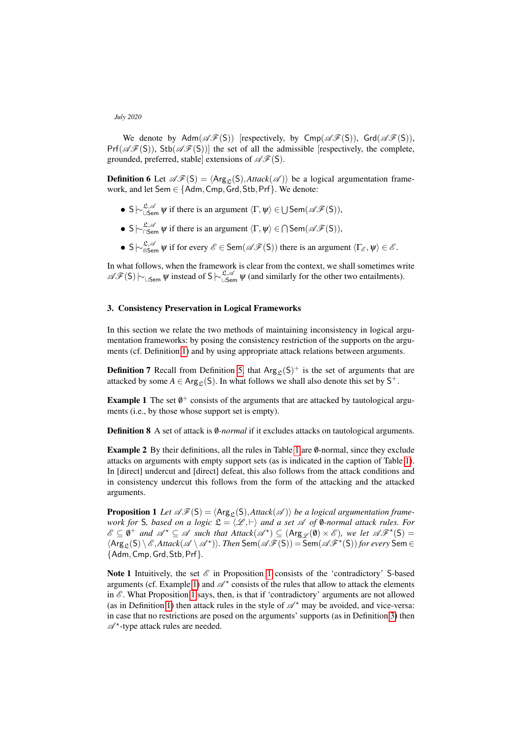We denote by $\mathsf{Adm}(\mathscr{AF}(\mathsf{S}))$ [respectively, by $\mathsf{Cmp}(\mathscr{AF}(\mathsf{S}))$, $\mathsf{Grd}(\mathscr{AF}(\mathsf{S}))$, $\mathsf{Prf}(\mathscr{AF}(\mathsf{S}))$, $\mathsf{Stb}(\mathscr{AF}(\mathsf{S}))$] the set of all the admissible [respectively, the complete, grounded, preferred, stable] extensions of $\mathscr{AF}(\mathsf{S})$.

**Definition 6** Let $\mathscr{AF}(\mathsf{S}) = \langle \mathsf{Arg}_{\mathfrak{L}}(\mathsf{S}), \mathit{Attack}(\mathscr{A})\rangle$ be a logical argumentation framework, and let $\mathsf{Sem} \in \{\mathsf{Adm}, \mathsf{Cmp}, \mathsf{Grd}, \mathsf{Stb}, \mathsf{Prf}\}$. We denote:

- $\mathsf{S} \mid\!\sim^{\mathfrak{L},\mathscr{A}}_{\cup\mathsf{Sem}} \psi$ if there is an argument $\langle \Gamma, \psi\rangle \in \bigcup \mathsf{Sem}(\mathscr{AF}(\mathsf{S}))$,
- $\mathsf{S} \mid\!\sim^{\mathfrak{L},\mathscr{A}}_{\cap\mathsf{Sem}} \psi$ if there is an argument $\langle \Gamma, \psi\rangle \in \bigcap \mathsf{Sem}(\mathscr{AF}(\mathsf{S}))$,
- $\mathsf{S} \mid\!\sim^{\mathfrak{L},\mathscr{A}}_{\Cap\mathsf{Sem}} \psi$ if for every $\mathscr{E} \in \mathsf{Sem}(\mathscr{AF}(\mathsf{S}))$ there is an argument $\langle \Gamma_{\mathscr{E}}, \psi\rangle \in \mathscr{E}$.

In what follows, when the framework is clear from the context, we shall sometimes write $\mathscr{AF}(\mathsf{S}) \mid\!\sim_{\cup\mathsf{Sem}} \psi$ instead of $\mathsf{S} \mid\!\sim^{\mathfrak{L},\mathscr{A}}_{\cup\mathsf{Sem}} \psi$ (and similarly for the other two entailments).

## 3. Consistency Preservation in Logical Frameworks

In this section we relate the two methods of maintaining inconsistency in logical argumentation frameworks: by posing the consistency restriction of the supports on the arguments (cf. Definition 1) and by using appropriate attack relations between arguments.

**Definition 7** Recall from Definition 5, that $\mathsf{Arg}_{\mathfrak{L}}(\mathsf{S})^+$ is the set of arguments that are attacked by some $A \in \mathsf{Arg}_{\mathfrak{L}}(\mathsf{S})$. In what follows we shall also denote this set by $\mathsf{S}^+$.

**Example 1** The set $\emptyset^+$ consists of the arguments that are attacked by tautological arguments (i.e., by those whose support set is empty).

**Definition 8** A set of attack is $\emptyset$-*normal* if it excludes attacks on tautological arguments.

**Example 2** By their definitions, all the rules in Table 1 are $\emptyset$-normal, since they exclude attacks on arguments with empty support sets (as is indicated in the caption of Table 1). In [direct] undercut and [direct] defeat, this also follows from the attack conditions and in consistency undercut this follows from the form of the attacking and the attacked arguments.

**Proposition 1** *Let $\mathscr{AF}(\mathsf{S}) = \langle \mathsf{Arg}_{\mathfrak{L}}(\mathsf{S}), \mathit{Attack}(\mathscr{A})\rangle$ be a logical argumentation framework for* S*, based on a logic $\mathfrak{L} = \langle \mathscr{L}, \vdash\rangle$ and a set $\mathscr{A}$ of $\emptyset$-normal attack rules. For $\mathscr{E} \subseteq \emptyset^+$ and $\mathscr{A}^\star \subseteq \mathscr{A}$ such that $\mathit{Attack}(\mathscr{A}^\star) \subseteq (\mathsf{Arg}_{\mathscr{L}}(\emptyset) \times \mathscr{E})$, we let $\mathscr{AF}^\star(\mathsf{S}) = \langle \mathsf{Arg}_{\mathfrak{L}}(\mathsf{S}) \setminus \mathscr{E}, \mathit{Attack}(\mathscr{A} \setminus \mathscr{A}^\star)\rangle$. Then $\mathsf{Sem}(\mathscr{AF}(\mathsf{S})) = \mathsf{Sem}(\mathscr{AF}^\star(\mathsf{S}))$ for every $\mathsf{Sem} \in \{\mathsf{Adm}, \mathsf{Cmp}, \mathsf{Grd}, \mathsf{Stb}, \mathsf{Prf}\}$.*

**Note 1** Intuitively, the set $\mathscr{E}$ in Proposition 1 consists of the 'contradictory' S-based arguments (cf. Example 1) and $\mathscr{A}^\star$ consists of the rules that allow to attack the elements in $\mathscr{E}$. What Proposition 1 says, then, is that if 'contradictory' arguments are not allowed (as in Definition 1) then attack rules in the style of $\mathscr{A}^\star$ may be avoided, and vice-versa: in case that no restrictions are posed on the arguments' supports (as in Definition 3) then $\mathscr{A}^\star$-type attack rules are needed.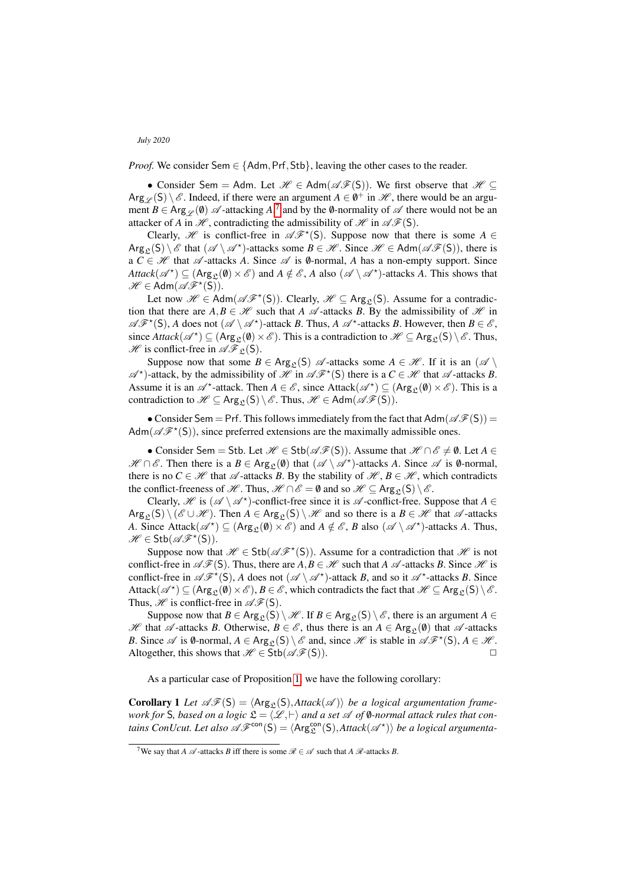*Proof.* We consider $\mathsf{Sem} \in \{\mathsf{Adm}, \mathsf{Prf}, \mathsf{Stb}\}$, leaving the other cases to the reader.

• Consider $\mathsf{Sem} = \mathsf{Adm}$. Let $\mathscr{H} \in \mathsf{Adm}(\mathscr{AF}(\mathsf{S}))$. We first observe that $\mathscr{H} \subseteq \mathsf{Arg}_{\mathscr{L}}(\mathsf{S}) \setminus \mathscr{E}$. Indeed, if there were an argument $A \in \emptyset^+$ in $\mathscr{H}$, there would be an argument $B \in \mathsf{Arg}_{\mathscr{L}}(\emptyset)$ $\mathscr{A}$-attacking $A$,[7] and by the $\emptyset$-normality of $\mathscr{A}$ there would not be an attacker of $A$ in $\mathscr{H}$, contradicting the admissibility of $\mathscr{H}$ in $\mathscr{AF}(\mathsf{S})$.

Clearly, $\mathscr{H}$ is conflict-free in $\mathscr{AF}^\star(\mathsf{S})$. Suppose now that there is some $A \in \mathsf{Arg}_{\mathfrak{L}}(\mathsf{S}) \setminus \mathscr{E}$ that $(\mathscr{A} \setminus \mathscr{A}^\star)$-attacks some $B \in \mathscr{H}$. Since $\mathscr{H} \in \mathsf{Adm}(\mathscr{AF}(\mathsf{S}))$, there is a $C \in \mathscr{H}$ that $\mathscr{A}$-attacks $A$. Since $\mathscr{A}$ is $\emptyset$-normal, $A$ has a non-empty support. Since $\mathit{Attack}(\mathscr{A}^\star) \subseteq (\mathsf{Arg}_{\mathfrak{L}}(\emptyset) \times \mathscr{E})$ and $A \notin \mathscr{E}$, $A$ also $(\mathscr{A} \setminus \mathscr{A}^\star)$-attacks $A$. This shows that $\mathscr{H} \in \mathsf{Adm}(\mathscr{AF}^\star(\mathsf{S}))$.

Let now $\mathscr{H} \in \mathsf{Adm}(\mathscr{AF}^\star(\mathsf{S}))$. Clearly, $\mathscr{H} \subseteq \mathsf{Arg}_{\mathfrak{L}}(\mathsf{S})$. Assume for a contradiction that there are $A, B \in \mathscr{H}$ such that $A$ $\mathscr{A}$-attacks $B$. By the admissibility of $\mathscr{H}$ in $\mathscr{AF}^\star(\mathsf{S})$, $A$ does not $(\mathscr{A} \setminus \mathscr{A}^\star)$-attack $B$. Thus, $A$ $\mathscr{A}^\star$-attacks $B$. However, then $B \in \mathscr{E}$, since $\mathit{Attack}(\mathscr{A}^\star) \subseteq (\mathsf{Arg}_{\mathfrak{L}}(\emptyset) \times \mathscr{E})$. This is a contradiction to $\mathscr{H} \subseteq \mathsf{Arg}_{\mathfrak{L}}(\mathsf{S}) \setminus \mathscr{E}$. Thus, $\mathscr{H}$ is conflict-free in $\mathscr{AF}_{\mathfrak{L}}(\mathsf{S})$.

Suppose now that some $B \in \mathsf{Arg}_{\mathfrak{L}}(\mathsf{S})$ $\mathscr{A}$-attacks some $A \in \mathscr{H}$. If it is an $(\mathscr{A} \setminus \mathscr{A}^\star)$-attack, by the admissibility of $\mathscr{H}$ in $\mathscr{AF}^\star(\mathsf{S})$ there is a $C \in \mathscr{H}$ that $\mathscr{A}$-attacks $B$. Assume it is an $\mathscr{A}^\star$-attack. Then $A \in \mathscr{E}$, since $\mathrm{Attack}(\mathscr{A}^\star) \subseteq (\mathsf{Arg}_{\mathfrak{L}}(\emptyset) \times \mathscr{E})$. This is a contradiction to $\mathscr{H} \subseteq \mathsf{Arg}_{\mathfrak{L}}(\mathsf{S}) \setminus \mathscr{E}$. Thus, $\mathscr{H} \in \mathsf{Adm}(\mathscr{AF}(\mathsf{S}))$.

• Consider $\mathsf{Sem} = \mathsf{Prf}$. This follows immediately from the fact that $\mathsf{Adm}(\mathscr{AF}(\mathsf{S})) = \mathsf{Adm}(\mathscr{AF}^\star(\mathsf{S}))$, since preferred extensions are the maximally admissible ones.

• Consider $\mathsf{Sem} = \mathsf{Stb}$. Let $\mathscr{H} \in \mathsf{Stb}(\mathscr{AF}(\mathsf{S}))$. Assume that $\mathscr{H} \cap \mathscr{E} \neq \emptyset$. Let $A \in \mathscr{H} \cap \mathscr{E}$. Then there is a $B \in \mathsf{Arg}_{\mathfrak{L}}(\emptyset)$ that $(\mathscr{A} \setminus \mathscr{A}^\star)$-attacks $A$. Since $\mathscr{A}$ is $\emptyset$-normal, there is no $C \in \mathscr{H}$ that $\mathscr{A}$-attacks $B$. By the stability of $\mathscr{H}$, $B \in \mathscr{H}$, which contradicts the conflict-freeness of $\mathscr{H}$. Thus, $\mathscr{H} \cap \mathscr{E} = \emptyset$ and so $\mathscr{H} \subseteq \mathsf{Arg}_{\mathfrak{L}}(\mathsf{S}) \setminus \mathscr{E}$.

Clearly, $\mathscr{H}$ is $(\mathscr{A} \setminus \mathscr{A}^\star)$-conflict-free since it is $\mathscr{A}$-conflict-free. Suppose that $A \in \mathsf{Arg}_{\mathfrak{L}}(\mathsf{S}) \setminus (\mathscr{E} \cup \mathscr{H})$. Then $A \in \mathsf{Arg}_{\mathfrak{L}}(\mathsf{S}) \setminus \mathscr{H}$ and so there is a $B \in \mathscr{H}$ that $\mathscr{A}$-attacks $A$. Since $\mathrm{Attack}(\mathscr{A}^\star) \subseteq (\mathsf{Arg}_{\mathfrak{L}}(\emptyset) \times \mathscr{E})$ and $A \notin \mathscr{E}$, $B$ also $(\mathscr{A} \setminus \mathscr{A}^\star)$-attacks $A$. Thus, $\mathscr{H} \in \mathsf{Stb}(\mathscr{AF}^\star(\mathsf{S}))$.

Suppose now that $\mathscr{H} \in \mathsf{Stb}(\mathscr{AF}^\star(\mathsf{S}))$. Assume for a contradiction that $\mathscr{H}$ is not conflict-free in $\mathscr{AF}(\mathsf{S})$. Thus, there are $A, B \in \mathscr{H}$ such that $A$ $\mathscr{A}$-attacks $B$. Since $\mathscr{H}$ is conflict-free in $\mathscr{AF}^\star(\mathsf{S})$, $A$ does not $(\mathscr{A} \setminus \mathscr{A}^\star)$-attack $B$, and so it $\mathscr{A}^\star$-attacks $B$. Since $\mathrm{Attack}(\mathscr{A}^\star) \subseteq (\mathsf{Arg}_{\mathfrak{L}}(\emptyset) \times \mathscr{E})$, $B \in \mathscr{E}$, which contradicts the fact that $\mathscr{H} \subseteq \mathsf{Arg}_{\mathfrak{L}}(\mathsf{S}) \setminus \mathscr{E}$. Thus, $\mathscr{H}$ is conflict-free in $\mathscr{AF}(\mathsf{S})$.

Suppose now that $B \in \mathsf{Arg}_{\mathfrak{L}}(\mathsf{S}) \setminus \mathscr{H}$. If $B \in \mathsf{Arg}_{\mathfrak{L}}(\mathsf{S}) \setminus \mathscr{E}$, there is an argument $A \in \mathscr{H}$ that $\mathscr{A}$-attacks $B$. Otherwise, $B \in \mathscr{E}$, thus there is an $A \in \mathsf{Arg}_{\mathfrak{L}}(\emptyset)$ that $\mathscr{A}$-attacks $B$. Since $\mathscr{A}$ is $\emptyset$-normal, $A \in \mathsf{Arg}_{\mathfrak{L}}(\mathsf{S}) \setminus \mathscr{E}$ and, since $\mathscr{H}$ is stable in $\mathscr{AF}^\star(\mathsf{S})$, $A \in \mathscr{H}$. Altogether, this shows that $\mathscr{H} \in \mathsf{Stb}(\mathscr{AF}(\mathsf{S}))$. $\square$

As a particular case of Proposition 1, we have the following corollary:

**Corollary 1** *Let $\mathscr{AF}(\mathsf{S}) = \langle \mathsf{Arg}_{\mathfrak{L}}(\mathsf{S}), \mathit{Attack}(\mathscr{A}) \rangle$ be a logical argumentation framework for $\mathsf{S}$, based on a logic $\mathfrak{L} = \langle \mathscr{L}, \vdash \rangle$ and a set $\mathscr{A}$ of $\emptyset$-normal attack rules that contains ConUcut. Let also $\mathscr{AF}^{\mathsf{con}}(\mathsf{S}) = \langle \mathsf{Arg}_{\mathfrak{L}}^{\mathsf{con}}(\mathsf{S}), \mathit{Attack}(\mathscr{A}^\star) \rangle$ be a logical argumenta-*

[7] We say that $A$ $\mathscr{A}$-attacks $B$ iff there is some $\mathscr{R} \in \mathscr{A}$ such that $A$ $\mathscr{R}$-attacks $B$.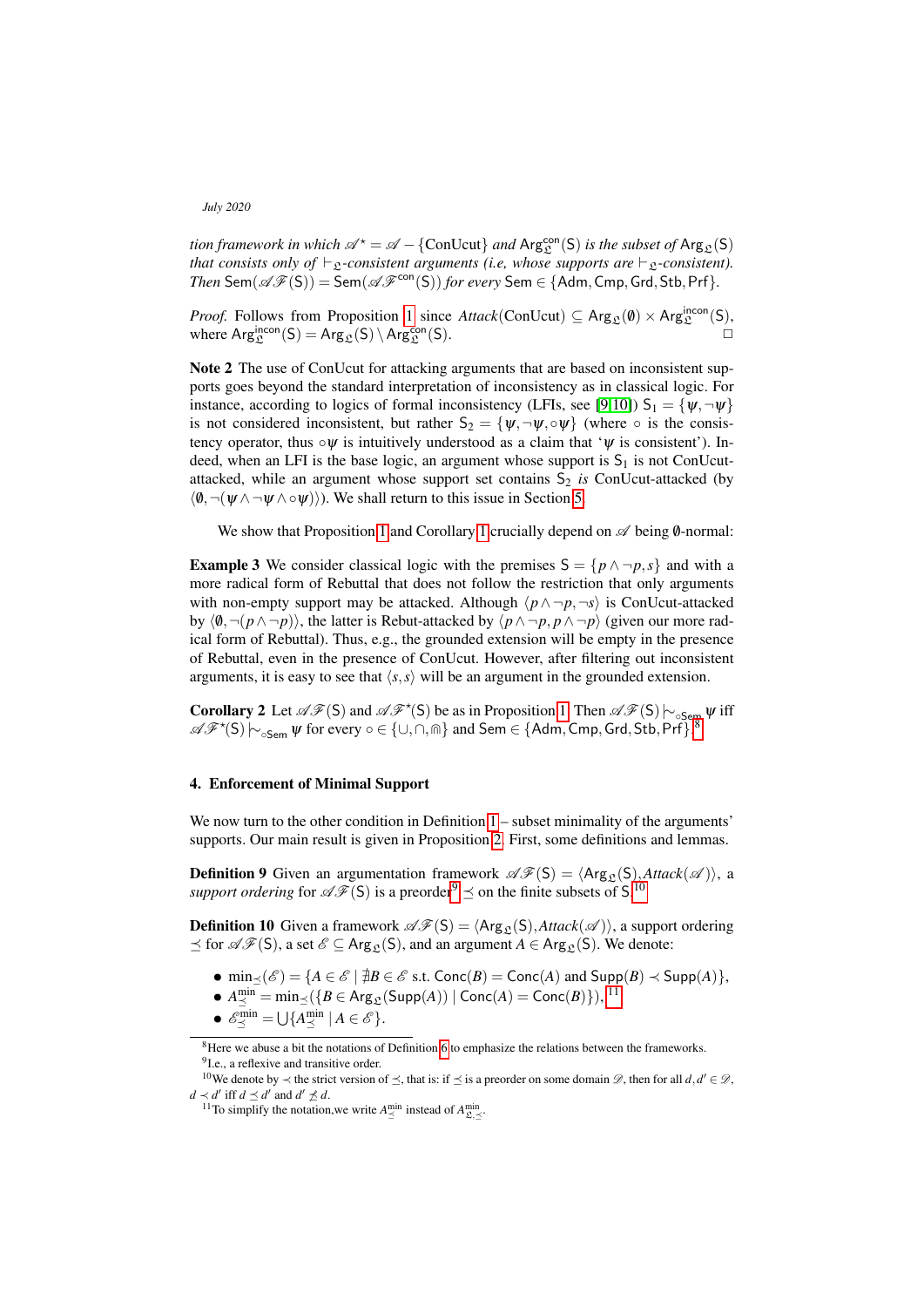*tion framework in which* $\mathscr{A}^\star = \mathscr{A} - \{\text{ConUcut}\}$ *and* $\mathsf{Arg}^{\mathsf{con}}_{\mathfrak{L}}(\mathsf{S})$ *is the subset of* $\mathsf{Arg}_{\mathfrak{L}}(\mathsf{S})$ *that consists only of* $\vdash_{\mathfrak{L}}$*-consistent arguments (i.e, whose supports are* $\vdash_{\mathfrak{L}}$*-consistent). Then* $\mathsf{Sem}(\mathscr{AF}(\mathsf{S})) = \mathsf{Sem}(\mathscr{AF}^{\mathsf{con}}(\mathsf{S}))$ *for every* $\mathsf{Sem} \in \{\mathsf{Adm}, \mathsf{Cmp}, \mathsf{Grd}, \mathsf{Stb}, \mathsf{Prf}\}$.

*Proof.* Follows from Proposition 1 since *Attack*(ConUcut) $\subseteq \mathsf{Arg}_{\mathfrak{L}}(\emptyset) \times \mathsf{Arg}^{\mathsf{incon}}_{\mathfrak{L}}(\mathsf{S})$, where $\mathsf{Arg}^{\mathsf{incon}}_{\mathfrak{L}}(\mathsf{S}) = \mathsf{Arg}_{\mathfrak{L}}(\mathsf{S}) \setminus \mathsf{Arg}^{\mathsf{con}}_{\mathfrak{L}}(\mathsf{S})$. □

**Note 2** The use of ConUcut for attacking arguments that are based on inconsistent supports goes beyond the standard interpretation of inconsistency as in classical logic. For instance, according to logics of formal inconsistency (LFIs, see [9,10]) $\mathsf{S}_1 = \{\psi, \neg\psi\}$ is not considered inconsistent, but rather $\mathsf{S}_2 = \{\psi, \neg\psi, \circ\psi\}$ (where $\circ$ is the consistency operator, thus $\circ\psi$ is intuitively understood as a claim that '$\psi$ is consistent'). Indeed, when an LFI is the base logic, an argument whose support is $\mathsf{S}_1$ is not ConUcut-attacked, while an argument whose support set contains $\mathsf{S}_2$ *is* ConUcut-attacked (by $\langle \emptyset, \neg(\psi \wedge \neg\psi \wedge \circ\psi)\rangle$). We shall return to this issue in Section 5.

We show that Proposition 1 and Corollary 1 crucially depend on $\mathscr{A}$ being $\emptyset$-normal:

**Example 3** We consider classical logic with the premises $\mathsf{S} = \{p \wedge \neg p, s\}$ and with a more radical form of Rebuttal that does not follow the restriction that only arguments with non-empty support may be attacked. Although $\langle p \wedge \neg p, \neg s\rangle$ is ConUcut-attacked by $\langle \emptyset, \neg(p \wedge \neg p)\rangle$, the latter is Rebut-attacked by $\langle p \wedge \neg p, p \wedge \neg p\rangle$ (given our more radical form of Rebuttal). Thus, e.g., the grounded extension will be empty in the presence of Rebuttal, even in the presence of ConUcut. However, after filtering out inconsistent arguments, it is easy to see that $\langle s, s\rangle$ will be an argument in the grounded extension.

**Corollary 2** Let $\mathscr{AF}(\mathsf{S})$ and $\mathscr{AF}^\star(\mathsf{S})$ be as in Proposition 1. Then $\mathscr{AF}(\mathsf{S}) \mathrel{|\!\sim}_{\circ\mathsf{Sem}} \psi$ iff $\mathscr{AF}^\star(\mathsf{S}) \mathrel{|\!\sim}_{\circ\mathsf{Sem}} \psi$ for every $\circ \in \{\cup, \cap, \Cap\}$ and $\mathsf{Sem} \in \{\mathsf{Adm}, \mathsf{Cmp}, \mathsf{Grd}, \mathsf{Stb}, \mathsf{Prf}\}$.[8]

## 4. Enforcement of Minimal Support

We now turn to the other condition in Definition 1 – subset minimality of the arguments' supports. Our main result is given in Proposition 2. First, some definitions and lemmas.

**Definition 9** Given an argumentation framework $\mathscr{AF}(\mathsf{S}) = \langle \mathsf{Arg}_{\mathfrak{L}}(\mathsf{S}), \mathit{Attack}(\mathscr{A})\rangle$, a *support ordering* for $\mathscr{AF}(\mathsf{S})$ is a preorder[9] $\preceq$ on the finite subsets of $\mathsf{S}$.[10]

**Definition 10** Given a framework $\mathscr{AF}(\mathsf{S}) = \langle \mathsf{Arg}_{\mathfrak{L}}(\mathsf{S}), \mathit{Attack}(\mathscr{A})\rangle$, a support ordering $\preceq$ for $\mathscr{AF}(\mathsf{S})$, a set $\mathscr{E} \subseteq \mathsf{Arg}_{\mathfrak{L}}(\mathsf{S})$, and an argument $A \in \mathsf{Arg}_{\mathfrak{L}}(\mathsf{S})$. We denote:

- $\min_{\preceq}(\mathscr{E}) = \{A \in \mathscr{E} \mid \nexists B \in \mathscr{E} \text{ s.t. } \mathsf{Conc}(B) = \mathsf{Conc}(A) \text{ and } \mathsf{Supp}(B) \prec \mathsf{Supp}(A)\}$,
- $A^{\min}_{\preceq} = \min_{\preceq}(\{B \in \mathsf{Arg}_{\mathfrak{L}}(\mathsf{Supp}(A)) \mid \mathsf{Conc}(A) = \mathsf{Conc}(B)\})$,[11]
- $\mathscr{E}^{\min}_{\preceq} = \bigcup\{A^{\min}_{\preceq} \mid A \in \mathscr{E}\}$.

[8] Here we abuse a bit the notations of Definition 6 to emphasize the relations between the frameworks.

[9] I.e., a reflexive and transitive order.

[10] We denote by $\prec$ the strict version of $\preceq$, that is: if $\preceq$ is a preorder on some domain $\mathscr{D}$, then for all $d, d' \in \mathscr{D}$, $d \prec d'$ iff $d \preceq d'$ and $d' \not\preceq d$.

[11] To simplify the notation,we write $A^{\min}_{\preceq}$ instead of $A^{\min}_{\mathfrak{L},\preceq}$.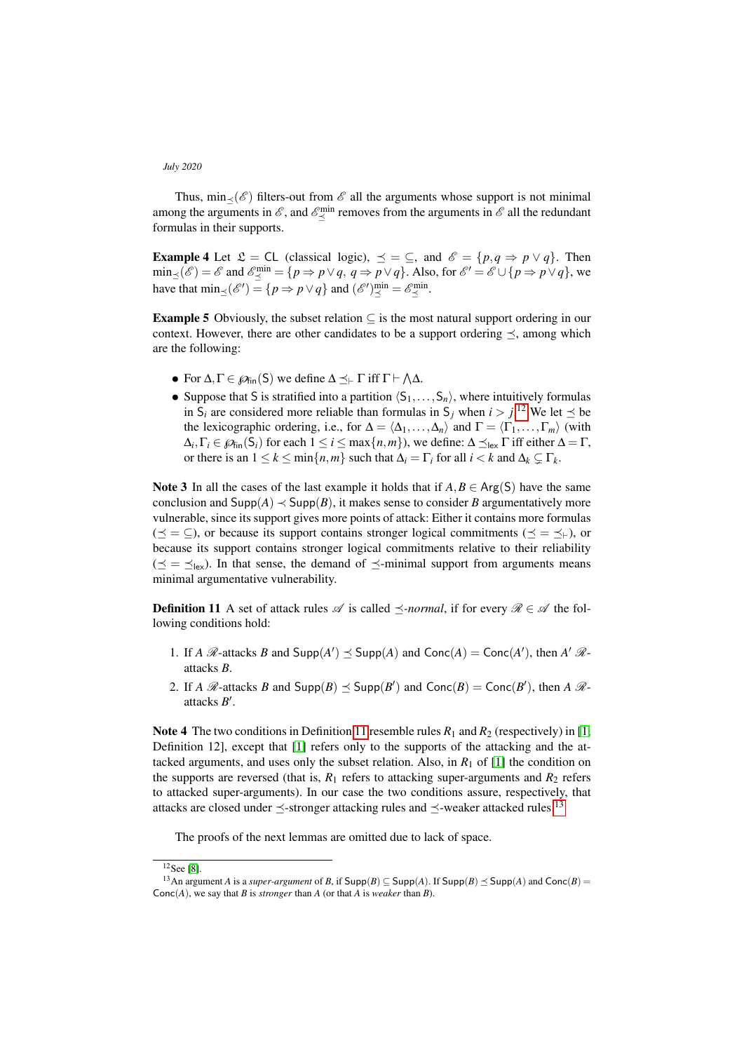Thus, $\min_{\preceq}(\mathscr{E})$ filters-out from $\mathscr{E}$ all the arguments whose support is not minimal among the arguments in $\mathscr{E}$, and $\mathscr{E}^{\min}_{\preceq}$ removes from the arguments in $\mathscr{E}$ all the redundant formulas in their supports.

**Example 4** Let $\mathfrak{L} = \mathsf{CL}$ (classical logic), $\preceq = \subseteq$, and $\mathscr{E} = \{p, q \Rightarrow p \vee q\}$. Then $\min_{\preceq}(\mathscr{E}) = \mathscr{E}$ and $\mathscr{E}^{\min}_{\preceq} = \{p \Rightarrow p \vee q,\ q \Rightarrow p \vee q\}$. Also, for $\mathscr{E}' = \mathscr{E} \cup \{p \Rightarrow p \vee q\}$, we have that $\min_{\preceq}(\mathscr{E}') = \{p \Rightarrow p \vee q\}$ and $(\mathscr{E}')^{\min}_{\preceq} = \mathscr{E}^{\min}_{\preceq}$.

**Example 5** Obviously, the subset relation $\subseteq$ is the most natural support ordering in our context. However, there are other candidates to be a support ordering $\preceq$, among which are the following:

- For $\Delta, \Gamma \in \wp_{\mathsf{fin}}(\mathsf{S})$ we define $\Delta \preceq_{\vdash} \Gamma$ iff $\Gamma \vdash \bigwedge \Delta$.
- Suppose that $\mathsf{S}$ is stratified into a partition $\langle \mathsf{S}_1, \ldots, \mathsf{S}_n \rangle$, where intuitively formulas in $\mathsf{S}_i$ are considered more reliable than formulas in $\mathsf{S}_j$ when $i > j$.[12] We let $\preceq$ be the lexicographic ordering, i.e., for $\Delta = \langle \Delta_1, \ldots, \Delta_n \rangle$ and $\Gamma = \langle \Gamma_1, \ldots, \Gamma_m \rangle$ (with $\Delta_i, \Gamma_i \in \wp_{\mathsf{fin}}(\mathsf{S}_i)$ for each $1 \leq i \leq \max\{n, m\}$), we define: $\Delta \preceq_{\mathsf{lex}} \Gamma$ iff either $\Delta = \Gamma$, or there is an $1 \leq k \leq \min\{n, m\}$ such that $\Delta_i = \Gamma_i$ for all $i < k$ and $\Delta_k \subsetneq \Gamma_k$.

**Note 3** In all the cases of the last example it holds that if $A, B \in \mathsf{Arg}(\mathsf{S})$ have the same conclusion and $\mathsf{Supp}(A) \prec \mathsf{Supp}(B)$, it makes sense to consider $B$ argumentatively more vulnerable, since its support gives more points of attack: Either it contains more formulas ($\preceq = \subseteq$), or because its support contains stronger logical commitments ($\preceq = \preceq_{\vdash}$), or because its support contains stronger logical commitments relative to their reliability ($\preceq = \preceq_{\mathsf{lex}}$). In that sense, the demand of $\preceq$-minimal support from arguments means minimal argumentative vulnerability.

**Definition 11** A set of attack rules $\mathscr{A}$ is called *$\preceq$-normal*, if for every $\mathscr{R} \in \mathscr{A}$ the following conditions hold:

1. If $A$ $\mathscr{R}$-attacks $B$ and $\mathsf{Supp}(A') \preceq \mathsf{Supp}(A)$ and $\mathsf{Conc}(A) = \mathsf{Conc}(A')$, then $A'$ $\mathscr{R}$-attacks $B$.
2. If $A$ $\mathscr{R}$-attacks $B$ and $\mathsf{Supp}(B) \preceq \mathsf{Supp}(B')$ and $\mathsf{Conc}(B) = \mathsf{Conc}(B')$, then $A$ $\mathscr{R}$-attacks $B'$.

**Note 4** The two conditions in Definition 11 resemble rules $R_1$ and $R_2$ (respectively) in [1, Definition 12], except that [1] refers only to the supports of the attacking and the attacked arguments, and uses only the subset relation. Also, in $R_1$ of [1] the condition on the supports are reversed (that is, $R_1$ refers to attacking super-arguments and $R_2$ refers to attacked super-arguments). In our case the two conditions assure, respectively, that attacks are closed under $\preceq$-stronger attacking rules and $\preceq$-weaker attacked rules.[13]

The proofs of the next lemmas are omitted due to lack of space.

[12] See [8].

[13] An argument $A$ is a *super-argument* of $B$, if $\mathsf{Supp}(B) \subseteq \mathsf{Supp}(A)$. If $\mathsf{Supp}(B) \preceq \mathsf{Supp}(A)$ and $\mathsf{Conc}(B) = \mathsf{Conc}(A)$, we say that $B$ is *stronger* than $A$ (or that $A$ is *weaker* than $B$).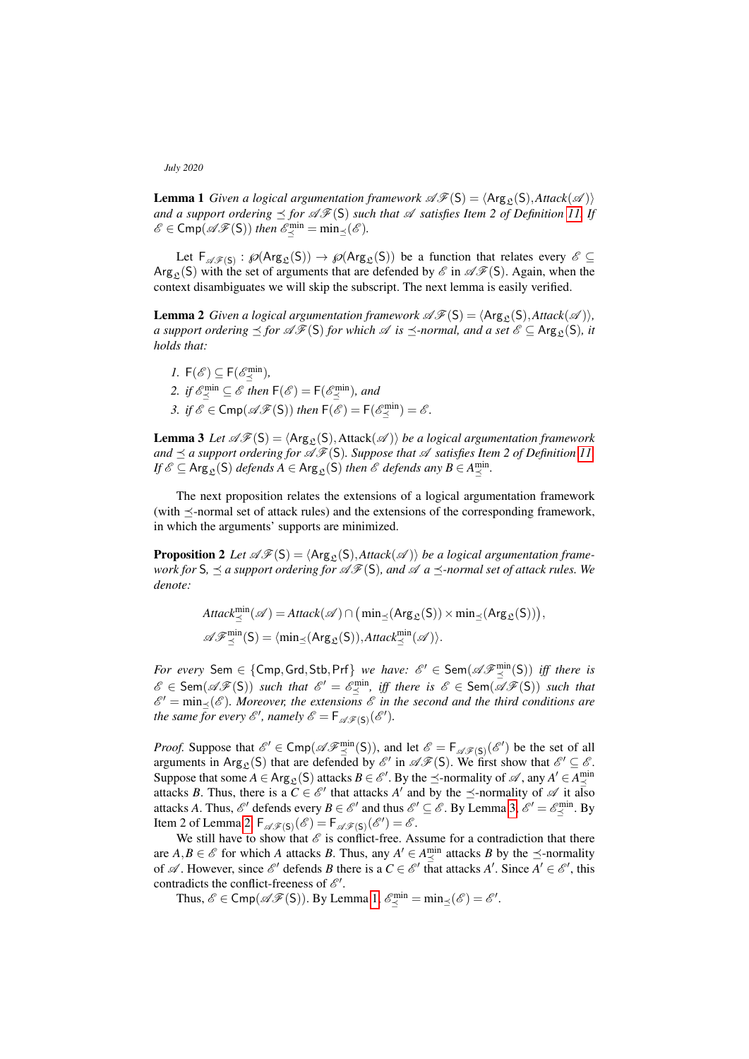**Lemma 1** *Given a logical argumentation framework $\mathscr{AF}(\mathsf{S}) = \langle \mathsf{Arg}_{\mathfrak{L}}(\mathsf{S}), \mathit{Attack}(\mathscr{A})\rangle$ and a support ordering $\preceq$ for $\mathscr{AF}(\mathsf{S})$ such that $\mathscr{A}$ satisfies Item 2 of Definition [11]. If $\mathscr{E} \in \mathsf{Cmp}(\mathscr{AF}(\mathsf{S}))$ then $\mathscr{E}^{\min}_{\preceq} = \min_{\preceq}(\mathscr{E})$.*

Let $\mathsf{F}_{\mathscr{AF}(\mathsf{S})} : \wp(\mathsf{Arg}_{\mathfrak{L}}(\mathsf{S})) \to \wp(\mathsf{Arg}_{\mathfrak{L}}(\mathsf{S}))$ be a function that relates every $\mathscr{E} \subseteq \mathsf{Arg}_{\mathfrak{L}}(\mathsf{S})$ with the set of arguments that are defended by $\mathscr{E}$ in $\mathscr{AF}(\mathsf{S})$. Again, when the context disambiguates we will skip the subscript. The next lemma is easily verified.

**Lemma 2** *Given a logical argumentation framework $\mathscr{AF}(\mathsf{S}) = \langle \mathsf{Arg}_{\mathfrak{L}}(\mathsf{S}), \mathit{Attack}(\mathscr{A})\rangle$, a support ordering $\preceq$ for $\mathscr{AF}(\mathsf{S})$ for which $\mathscr{A}$ is $\preceq$-normal, and a set $\mathscr{E} \subseteq \mathsf{Arg}_{\mathfrak{L}}(\mathsf{S})$, it holds that:*

1. *$\mathsf{F}(\mathscr{E}) \subseteq \mathsf{F}(\mathscr{E}^{\min}_{\preceq})$,*
2. *if $\mathscr{E}^{\min}_{\preceq} \subseteq \mathscr{E}$ then $\mathsf{F}(\mathscr{E}) = \mathsf{F}(\mathscr{E}^{\min}_{\preceq})$, and*
3. *if $\mathscr{E} \in \mathsf{Cmp}(\mathscr{AF}(\mathsf{S}))$ then $\mathsf{F}(\mathscr{E}) = \mathsf{F}(\mathscr{E}^{\min}_{\preceq}) = \mathscr{E}$.*

**Lemma 3** *Let $\mathscr{AF}(\mathsf{S}) = \langle \mathsf{Arg}_{\mathfrak{L}}(\mathsf{S}), \mathrm{Attack}(\mathscr{A})\rangle$ be a logical argumentation framework and $\preceq$ a support ordering for $\mathscr{AF}(\mathsf{S})$. Suppose that $\mathscr{A}$ satisfies Item 2 of Definition [11]. If $\mathscr{E} \subseteq \mathsf{Arg}_{\mathfrak{L}}(\mathsf{S})$ defends $A \in \mathsf{Arg}_{\mathfrak{L}}(\mathsf{S})$ then $\mathscr{E}$ defends any $B \in A^{\min}_{\preceq}$.*

The next proposition relates the extensions of a logical argumentation framework (with $\preceq$-normal set of attack rules) and the extensions of the corresponding framework, in which the arguments' supports are minimized.

**Proposition 2** *Let $\mathscr{AF}(\mathsf{S}) = \langle \mathsf{Arg}_{\mathfrak{L}}(\mathsf{S}), \mathit{Attack}(\mathscr{A})\rangle$ be a logical argumentation framework for $\mathsf{S}$, $\preceq$ a support ordering for $\mathscr{AF}(\mathsf{S})$, and $\mathscr{A}$ a $\preceq$-normal set of attack rules. We denote:*

$$\mathit{Attack}^{\min}_{\preceq}(\mathscr{A}) = \mathit{Attack}(\mathscr{A}) \cap \big(\min_{\preceq}(\mathsf{Arg}_{\mathfrak{L}}(\mathsf{S})) \times \min_{\preceq}(\mathsf{Arg}_{\mathfrak{L}}(\mathsf{S}))\big),$$

$$\mathscr{AF}^{\min}_{\preceq}(\mathsf{S}) = \langle \min_{\preceq}(\mathsf{Arg}_{\mathfrak{L}}(\mathsf{S})), \mathit{Attack}^{\min}_{\preceq}(\mathscr{A})\rangle.$$

*For every $\mathsf{Sem} \in \{\mathsf{Cmp}, \mathsf{Grd}, \mathsf{Stb}, \mathsf{Prf}\}$ we have: $\mathscr{E}' \in \mathsf{Sem}(\mathscr{AF}^{\min}_{\preceq}(\mathsf{S}))$ iff there is $\mathscr{E} \in \mathsf{Sem}(\mathscr{AF}(\mathsf{S}))$ such that $\mathscr{E}' = \mathscr{E}^{\min}_{\preceq}$, iff there is $\mathscr{E} \in \mathsf{Sem}(\mathscr{AF}(\mathsf{S}))$ such that $\mathscr{E}' = \min_{\preceq}(\mathscr{E})$. Moreover, the extensions $\mathscr{E}$ in the second and the third conditions are the same for every $\mathscr{E}'$, namely $\mathscr{E} = \mathsf{F}_{\mathscr{AF}(\mathsf{S})}(\mathscr{E}')$.*

*Proof.* Suppose that $\mathscr{E}' \in \mathsf{Cmp}(\mathscr{AF}^{\min}_{\preceq}(\mathsf{S}))$, and let $\mathscr{E} = \mathsf{F}_{\mathscr{AF}(\mathsf{S})}(\mathscr{E}')$ be the set of all arguments in $\mathsf{Arg}_{\mathfrak{L}}(\mathsf{S})$ that are defended by $\mathscr{E}'$ in $\mathscr{AF}(\mathsf{S})$. We first show that $\mathscr{E}' \subseteq \mathscr{E}$. Suppose that some $A \in \mathsf{Arg}_{\mathfrak{L}}(\mathsf{S})$ attacks $B \in \mathscr{E}'$. By the $\preceq$-normality of $\mathscr{A}$, any $A' \in A^{\min}_{\preceq}$ attacks $B$. Thus, there is a $C \in \mathscr{E}'$ that attacks $A'$ and by the $\preceq$-normality of $\mathscr{A}$ it also attacks $A$. Thus, $\mathscr{E}'$ defends every $B \in \mathscr{E}'$ and thus $\mathscr{E}' \subseteq \mathscr{E}$. By Lemma [3], $\mathscr{E}' = \mathscr{E}^{\min}_{\preceq}$. By Item 2 of Lemma [2], $\mathsf{F}_{\mathscr{AF}(\mathsf{S})}(\mathscr{E}) = \mathsf{F}_{\mathscr{AF}(\mathsf{S})}(\mathscr{E}') = \mathscr{E}$.

We still have to show that $\mathscr{E}$ is conflict-free. Assume for a contradiction that there are $A, B \in \mathscr{E}$ for which $A$ attacks $B$. Thus, any $A' \in A^{\min}_{\preceq}$ attacks $B$ by the $\preceq$-normality of $\mathscr{A}$. However, since $\mathscr{E}'$ defends $B$ there is a $C \in \mathscr{E}'$ that attacks $A'$. Since $A' \in \mathscr{E}'$, this contradicts the conflict-freeness of $\mathscr{E}'$.

Thus, $\mathscr{E} \in \mathsf{Cmp}(\mathscr{AF}(\mathsf{S}))$. By Lemma [1], $\mathscr{E}^{\min}_{\preceq} = \min_{\preceq}(\mathscr{E}) = \mathscr{E}'$.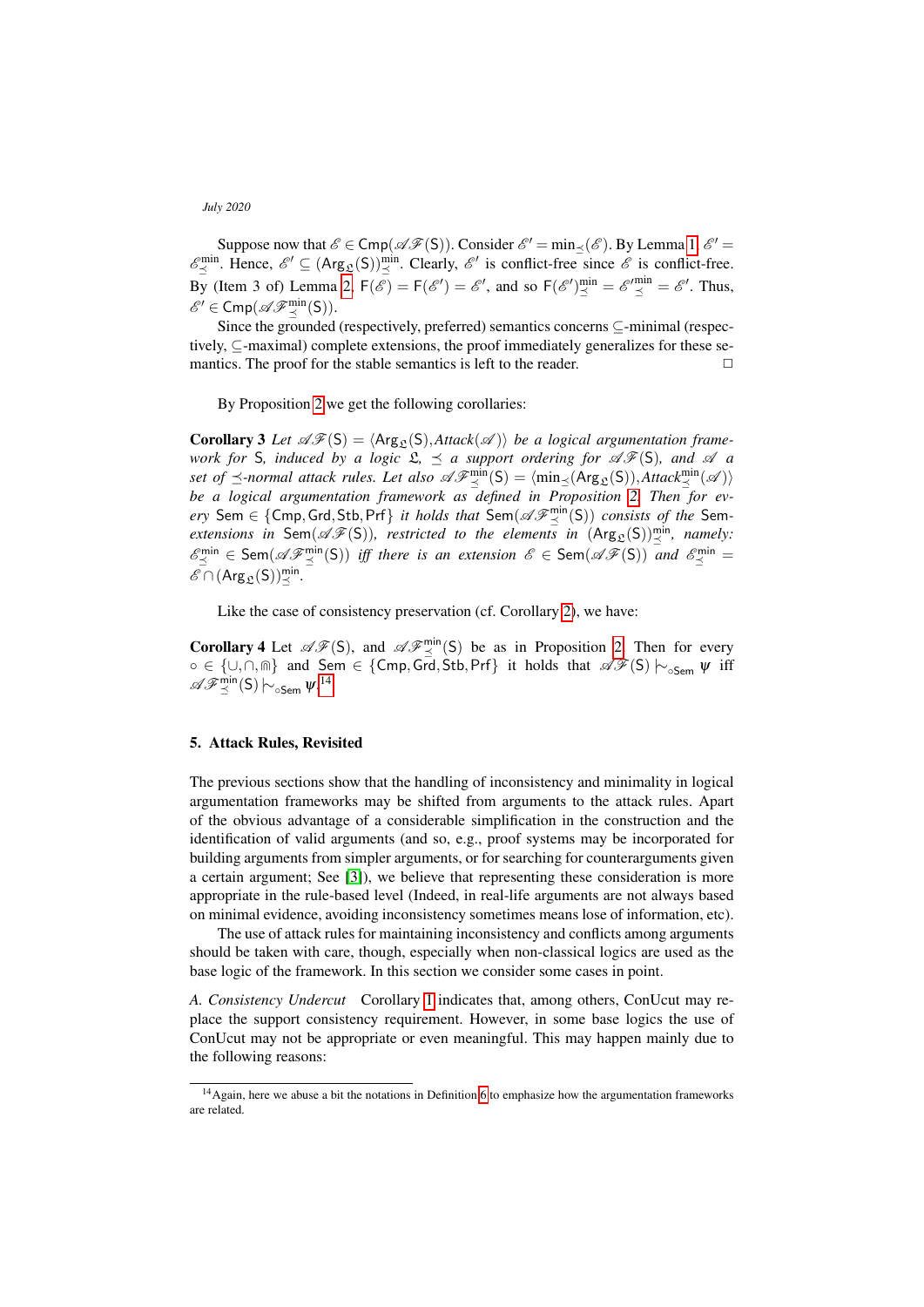Suppose now that $\mathscr{E} \in \mathsf{Cmp}(\mathscr{AF}(\mathsf{S}))$. Consider $\mathscr{E}' = \min_{\preceq}(\mathscr{E})$. By Lemma 1, $\mathscr{E}' = \mathscr{E}^{\min}_{\preceq}$. Hence, $\mathscr{E}' \subseteq (\mathsf{Arg}_{\mathfrak{L}}(\mathsf{S}))^{\min}_{\preceq}$. Clearly, $\mathscr{E}'$ is conflict-free since $\mathscr{E}$ is conflict-free. By (Item 3 of) Lemma 2, $\mathsf{F}(\mathscr{E}) = \mathsf{F}(\mathscr{E}') = \mathscr{E}'$, and so $\mathsf{F}(\mathscr{E}')^{\min}_{\preceq} = \mathscr{E}'^{\min}_{\preceq} = \mathscr{E}'$. Thus, $\mathscr{E}' \in \mathsf{Cmp}(\mathscr{AF}^{\min}_{\preceq}(\mathsf{S}))$.

Since the grounded (respectively, preferred) semantics concerns $\subseteq$-minimal (respectively, $\subseteq$-maximal) complete extensions, the proof immediately generalizes for these semantics. The proof for the stable semantics is left to the reader. $\square$

By Proposition 2 we get the following corollaries:

**Corollary 3** *Let $\mathscr{AF}(\mathsf{S}) = \langle \mathsf{Arg}_{\mathfrak{L}}(\mathsf{S}), Attack(\mathscr{A})\rangle$ be a logical argumentation framework for $\mathsf{S}$, induced by a logic $\mathfrak{L}$, $\preceq$ a support ordering for $\mathscr{AF}(\mathsf{S})$, and $\mathscr{A}$ a set of $\preceq$-normal attack rules. Let also $\mathscr{AF}^{\min}_{\preceq}(\mathsf{S}) = \langle \min_{\preceq}(\mathsf{Arg}_{\mathfrak{L}}(\mathsf{S})), Attack^{\min}_{\preceq}(\mathscr{A})\rangle$ be a logical argumentation framework as defined in Proposition 2. Then for every $\mathsf{Sem} \in \{\mathsf{Cmp}, \mathsf{Grd}, \mathsf{Stb}, \mathsf{Prf}\}$ it holds that $\mathsf{Sem}(\mathscr{AF}^{\min}_{\preceq}(\mathsf{S}))$ consists of the $\mathsf{Sem}$-extensions in $\mathsf{Sem}(\mathscr{AF}(\mathsf{S}))$, restricted to the elements in $(\mathsf{Arg}_{\mathfrak{L}}(\mathsf{S}))^{\min}_{\preceq}$, namely: $\mathscr{E}^{\min}_{\preceq} \in \mathsf{Sem}(\mathscr{AF}^{\min}_{\preceq}(\mathsf{S}))$ iff there is an extension $\mathscr{E} \in \mathsf{Sem}(\mathscr{AF}(\mathsf{S}))$ and $\mathscr{E}^{\min}_{\preceq} = \mathscr{E} \cap (\mathsf{Arg}_{\mathfrak{L}}(\mathsf{S}))^{\min}_{\preceq}$.*

Like the case of consistency preservation (cf. Corollary 2), we have:

**Corollary 4** Let $\mathscr{AF}(\mathsf{S})$, and $\mathscr{AF}^{\min}_{\preceq}(\mathsf{S})$ be as in Proposition 2. Then for every $\circ \in \{\cup, \cap, \Cap\}$ and $\mathsf{Sem} \in \{\mathsf{Cmp}, \mathsf{Grd}, \mathsf{Stb}, \mathsf{Prf}\}$ it holds that $\mathscr{AF}(\mathsf{S}) \mathrel{|\!\sim}_{\circ\mathsf{Sem}} \psi$ iff $\mathscr{AF}^{\min}_{\preceq}(\mathsf{S}) \mathrel{|\!\sim}_{\circ\mathsf{Sem}} \psi$.[14]

## 5. Attack Rules, Revisited

The previous sections show that the handling of inconsistency and minimality in logical argumentation frameworks may be shifted from arguments to the attack rules. Apart of the obvious advantage of a considerable simplification in the construction and the identification of valid arguments (and so, e.g., proof systems may be incorporated for building arguments from simpler arguments, or for searching for counterarguments given a certain argument; See [3]), we believe that representing these consideration is more appropriate in the rule-based level (Indeed, in real-life arguments are not always based on minimal evidence, avoiding inconsistency sometimes means lose of information, etc).

The use of attack rules for maintaining inconsistency and conflicts among arguments should be taken with care, though, especially when non-classical logics are used as the base logic of the framework. In this section we consider some cases in point.

*A. Consistency Undercut* Corollary 1 indicates that, among others, ConUcut may replace the support consistency requirement. However, in some base logics the use of ConUcut may not be appropriate or even meaningful. This may happen mainly due to the following reasons:

[14] Again, here we abuse a bit the notations in Definition 6 to emphasize how the argumentation frameworks are related.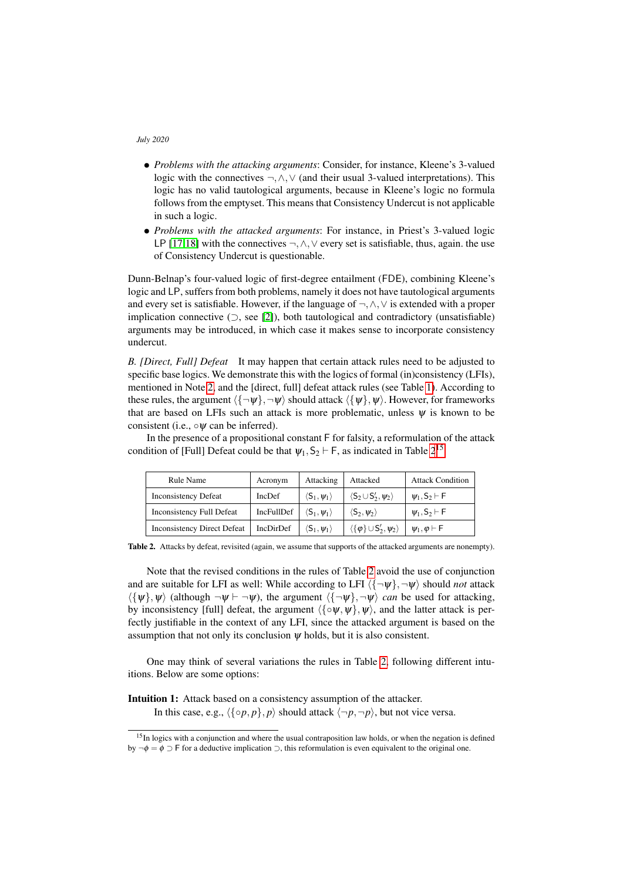- *Problems with the attacking arguments*: Consider, for instance, Kleene's 3-valued logic with the connectives $\neg, \wedge, \vee$ (and their usual 3-valued interpretations). This logic has no valid tautological arguments, because in Kleene's logic no formula follows from the emptyset. This means that Consistency Undercut is not applicable in such a logic.
- *Problems with the attacked arguments*: For instance, in Priest's 3-valued logic LP [17,18] with the connectives $\neg, \wedge, \vee$ every set is satisfiable, thus, again. the use of Consistency Undercut is questionable.

Dunn-Belnap's four-valued logic of first-degree entailment (FDE), combining Kleene's logic and LP, suffers from both problems, namely it does not have tautological arguments and every set is satisfiable. However, if the language of $\neg, \wedge, \vee$ is extended with a proper implication connective ($\supset$, see [2]), both tautological and contradictory (unsatisfiable) arguments may be introduced, in which case it makes sense to incorporate consistency undercut.

*B. [Direct, Full] Defeat* It may happen that certain attack rules need to be adjusted to specific base logics. We demonstrate this with the logics of formal (in)consistency (LFIs), mentioned in Note 2, and the [direct, full] defeat attack rules (see Table 1). According to these rules, the argument $\langle\{\neg\psi\}, \neg\psi\rangle$ should attack $\langle\{\psi\}, \psi\rangle$. However, for frameworks that are based on LFIs such an attack is more problematic, unless $\psi$ is known to be consistent (i.e., $\circ\psi$ can be inferred).

In the presence of a propositional constant $\mathsf{F}$ for falsity, a reformulation of the attack condition of [Full] Defeat could be that $\psi_1, \mathsf{S}_2 \vdash \mathsf{F}$, as indicated in Table 2.[15]

| Rule Name | Acronym | Attacking | Attacked | Attack Condition |
|---|---|---|---|---|
| Inconsistency Defeat | IncDef | $\langle \mathsf{S}_1, \psi_1 \rangle$ | $\langle \mathsf{S}_2 \cup \mathsf{S}_2', \psi_2 \rangle$ | $\psi_1, \mathsf{S}_2 \vdash \mathsf{F}$ |
| Inconsistency Full Defeat | IncFullDef | $\langle \mathsf{S}_1, \psi_1 \rangle$ | $\langle \mathsf{S}_2, \psi_2 \rangle$ | $\psi_1, \mathsf{S}_2 \vdash \mathsf{F}$ |
| Inconsistency Direct Defeat | IncDirDef | $\langle \mathsf{S}_1, \psi_1 \rangle$ | $\langle \{\varphi\} \cup \mathsf{S}_2', \psi_2 \rangle$ | $\psi_1, \varphi \vdash \mathsf{F}$ |

**Table 2.** Attacks by defeat, revisited (again, we assume that supports of the attacked arguments are nonempty).

Note that the revised conditions in the rules of Table 2 avoid the use of conjunction and are suitable for LFI as well: While according to LFI $\langle\{\neg\psi\}, \neg\psi\rangle$ should *not* attack $\langle\{\psi\}, \psi\rangle$ (although $\neg\psi \vdash \neg\psi$), the argument $\langle\{\neg\psi\}, \neg\psi\rangle$ *can* be used for attacking, by inconsistency [full] defeat, the argument $\langle\{\circ\psi, \psi\}, \psi\rangle$, and the latter attack is perfectly justifiable in the context of any LFI, since the attacked argument is based on the assumption that not only its conclusion $\psi$ holds, but it is also consistent.

One may think of several variations the rules in Table 2, following different intuitions. Below are some options:

**Intuition 1:** Attack based on a consistency assumption of the attacker.

In this case, e.g., $\langle\{\circ p, p\}, p\rangle$ should attack $\langle\neg p, \neg p\rangle$, but not vice versa.

[15] In logics with a conjunction and where the usual contraposition law holds, or when the negation is defined by $\neg\phi = \phi \supset \mathsf{F}$ for a deductive implication $\supset$, this reformulation is even equivalent to the original one.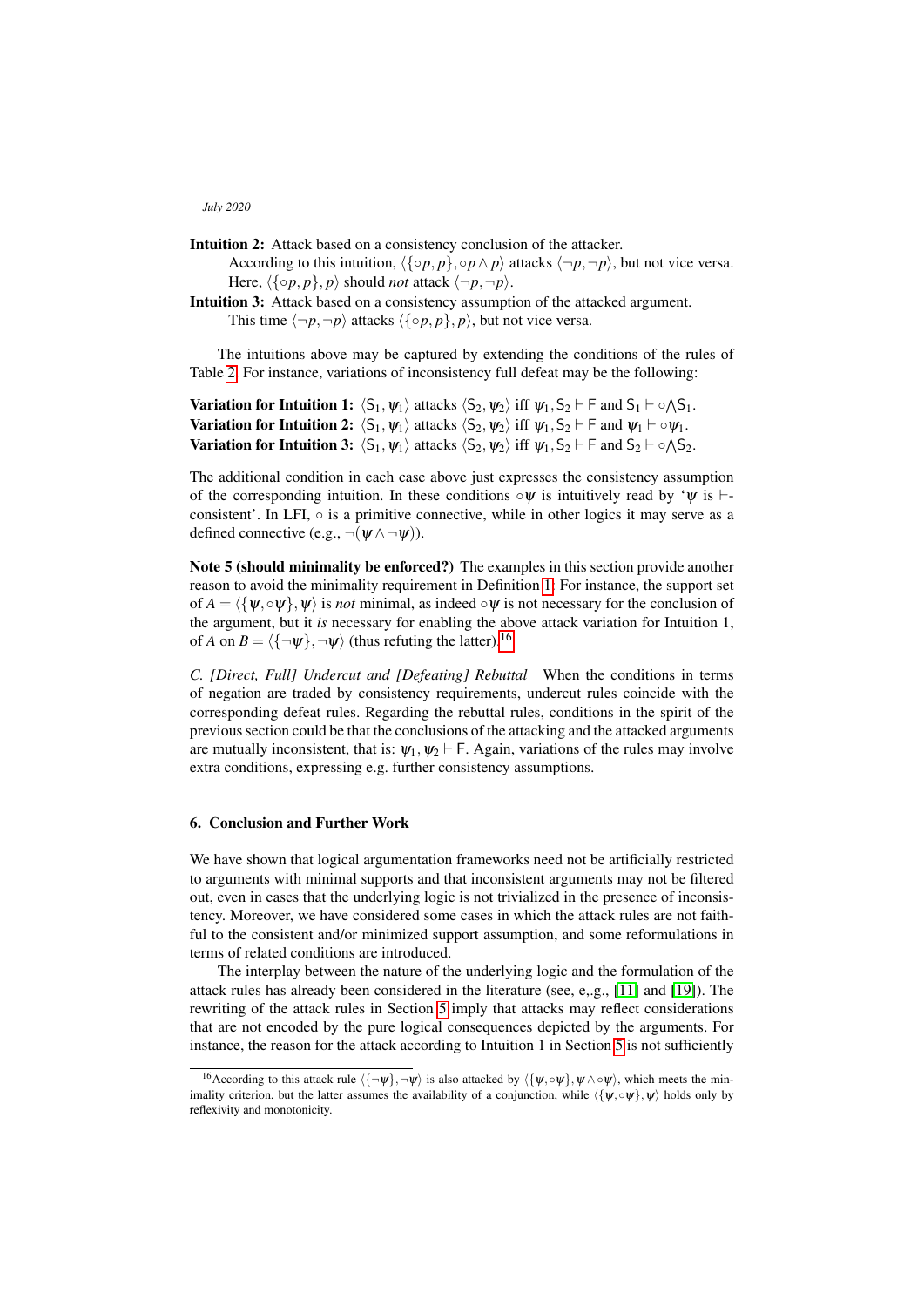**Intuition 2:** Attack based on a consistency conclusion of the attacker.

According to this intuition, $\langle\{\circ p, p\}, \circ p \wedge p\rangle$ attacks $\langle\neg p, \neg p\rangle$, but not vice versa. Here, $\langle\{\circ p, p\}, p\rangle$ should *not* attack $\langle\neg p, \neg p\rangle$.

**Intuition 3:** Attack based on a consistency assumption of the attacked argument.

This time $\langle\neg p, \neg p\rangle$ attacks $\langle\{\circ p, p\}, p\rangle$, but not vice versa.

The intuitions above may be captured by extending the conditions of the rules of Table 2. For instance, variations of inconsistency full defeat may be the following:

**Variation for Intuition 1:** $\langle \mathsf{S}_1, \psi_1\rangle$ attacks $\langle \mathsf{S}_2, \psi_2\rangle$ iff $\psi_1, \mathsf{S}_2 \vdash \mathsf{F}$ and $\mathsf{S}_1 \vdash \circ\bigwedge\mathsf{S}_1$.
**Variation for Intuition 2:** $\langle \mathsf{S}_1, \psi_1\rangle$ attacks $\langle \mathsf{S}_2, \psi_2\rangle$ iff $\psi_1, \mathsf{S}_2 \vdash \mathsf{F}$ and $\psi_1 \vdash \circ\psi_1$.
**Variation for Intuition 3:** $\langle \mathsf{S}_1, \psi_1\rangle$ attacks $\langle \mathsf{S}_2, \psi_2\rangle$ iff $\psi_1, \mathsf{S}_2 \vdash \mathsf{F}$ and $\mathsf{S}_2 \vdash \circ\bigwedge\mathsf{S}_2$.

The additional condition in each case above just expresses the consistency assumption of the corresponding intuition. In these conditions $\circ\psi$ is intuitively read by '$\psi$ is $\vdash$-consistent'. In LFI, $\circ$ is a primitive connective, while in other logics it may serve as a defined connective (e.g., $\neg(\psi \wedge \neg\psi)$).

**Note 5 (should minimality be enforced?)** The examples in this section provide another reason to avoid the minimality requirement in Definition 1. For instance, the support set of $A = \langle\{\psi, \circ\psi\}, \psi\rangle$ is *not* minimal, as indeed $\circ\psi$ is not necessary for the conclusion of the argument, but it *is* necessary for enabling the above attack variation for Intuition 1, of $A$ on $B = \langle\{\neg\psi\}, \neg\psi\rangle$ (thus refuting the latter).[16]

*C. [Direct, Full] Undercut and [Defeating] Rebuttal* When the conditions in terms of negation are traded by consistency requirements, undercut rules coincide with the corresponding defeat rules. Regarding the rebuttal rules, conditions in the spirit of the previous section could be that the conclusions of the attacking and the attacked arguments are mutually inconsistent, that is: $\psi_1, \psi_2 \vdash \mathsf{F}$. Again, variations of the rules may involve extra conditions, expressing e.g. further consistency assumptions.

## 6. Conclusion and Further Work

We have shown that logical argumentation frameworks need not be artificially restricted to arguments with minimal supports and that inconsistent arguments may not be filtered out, even in cases that the underlying logic is not trivialized in the presence of inconsistency. Moreover, we have considered some cases in which the attack rules are not faithful to the consistent and/or minimized support assumption, and some reformulations in terms of related conditions are introduced.

The interplay between the nature of the underlying logic and the formulation of the attack rules has already been considered in the literature (see, e,.g., [11] and [19]). The rewriting of the attack rules in Section 5 imply that attacks may reflect considerations that are not encoded by the pure logical consequences depicted by the arguments. For instance, the reason for the attack according to Intuition 1 in Section 5 is not sufficiently

[16] According to this attack rule $\langle\{\neg\psi\}, \neg\psi\rangle$ is also attacked by $\langle\{\psi, \circ\psi\}, \psi \wedge \circ\psi\rangle$, which meets the minimality criterion, but the latter assumes the availability of a conjunction, while $\langle\{\psi, \circ\psi\}, \psi\rangle$ holds only by reflexivity and monotonicity.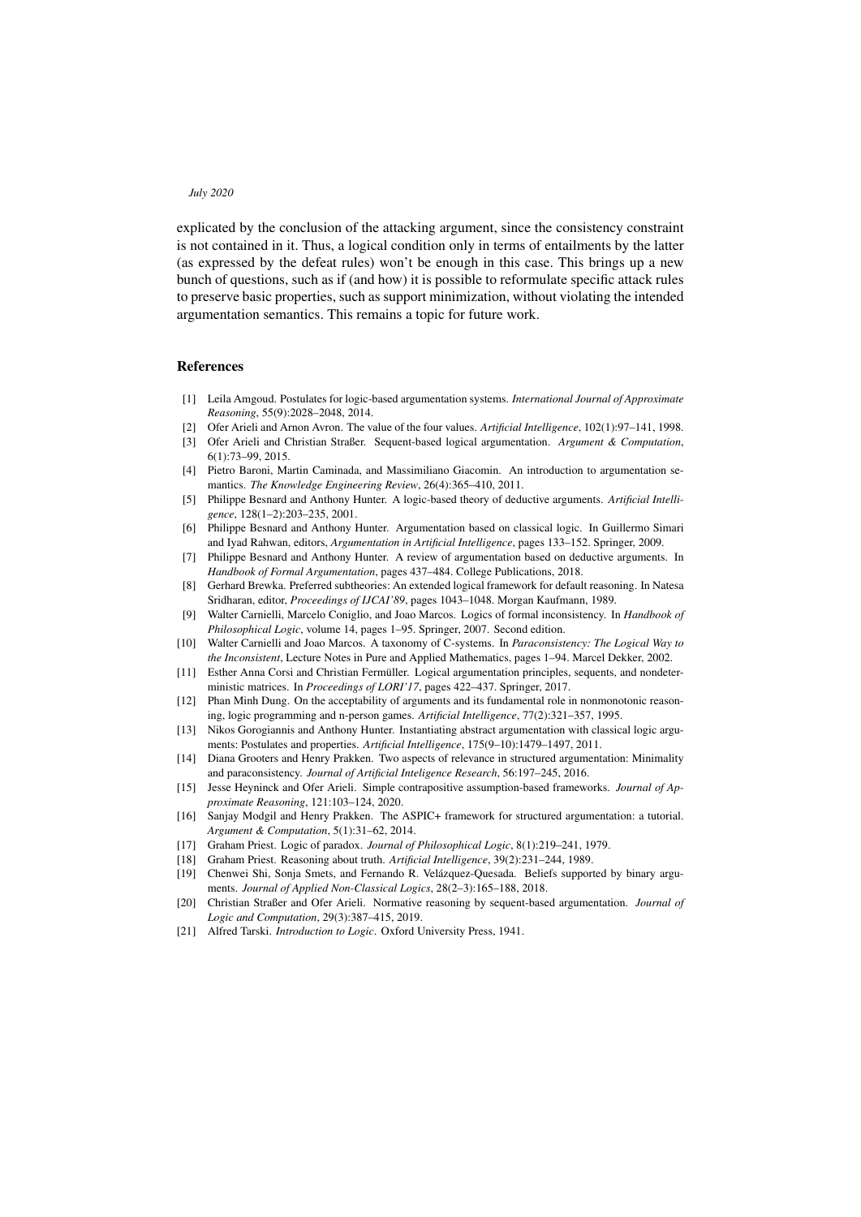explicated by the conclusion of the attacking argument, since the consistency constraint is not contained in it. Thus, a logical condition only in terms of entailments by the latter (as expressed by the defeat rules) won't be enough in this case. This brings up a new bunch of questions, such as if (and how) it is possible to reformulate specific attack rules to preserve basic properties, such as support minimization, without violating the intended argumentation semantics. This remains a topic for future work.

## References

[1] Leila Amgoud. Postulates for logic-based argumentation systems. *International Journal of Approximate Reasoning*, 55(9):2028–2048, 2014.

[2] Ofer Arieli and Arnon Avron. The value of the four values. *Artificial Intelligence*, 102(1):97–141, 1998.

[3] Ofer Arieli and Christian Straßer. Sequent-based logical argumentation. *Argument & Computation*, 6(1):73–99, 2015.

[4] Pietro Baroni, Martin Caminada, and Massimiliano Giacomin. An introduction to argumentation semantics. *The Knowledge Engineering Review*, 26(4):365–410, 2011.

[5] Philippe Besnard and Anthony Hunter. A logic-based theory of deductive arguments. *Artificial Intelligence*, 128(1–2):203–235, 2001.

[6] Philippe Besnard and Anthony Hunter. Argumentation based on classical logic. In Guillermo Simari and Iyad Rahwan, editors, *Argumentation in Artificial Intelligence*, pages 133–152. Springer, 2009.

[7] Philippe Besnard and Anthony Hunter. A review of argumentation based on deductive arguments. In *Handbook of Formal Argumentation*, pages 437–484. College Publications, 2018.

[8] Gerhard Brewka. Preferred subtheories: An extended logical framework for default reasoning. In Natesa Sridharan, editor, *Proceedings of IJCAI'89*, pages 1043–1048. Morgan Kaufmann, 1989.

[9] Walter Carnielli, Marcelo Coniglio, and Joao Marcos. Logics of formal inconsistency. In *Handbook of Philosophical Logic*, volume 14, pages 1–95. Springer, 2007. Second edition.

[10] Walter Carnielli and Joao Marcos. A taxonomy of C-systems. In *Paraconsistency: The Logical Way to the Inconsistent*, Lecture Notes in Pure and Applied Mathematics, pages 1–94. Marcel Dekker, 2002.

[11] Esther Anna Corsi and Christian Fermüller. Logical argumentation principles, sequents, and nondeterministic matrices. In *Proceedings of LORI'17*, pages 422–437. Springer, 2017.

[12] Phan Minh Dung. On the acceptability of arguments and its fundamental role in nonmonotonic reasoning, logic programming and n-person games. *Artificial Intelligence*, 77(2):321–357, 1995.

[13] Nikos Gorogiannis and Anthony Hunter. Instantiating abstract argumentation with classical logic arguments: Postulates and properties. *Artificial Intelligence*, 175(9–10):1479–1497, 2011.

[14] Diana Grooters and Henry Prakken. Two aspects of relevance in structured argumentation: Minimality and paraconsistency. *Journal of Artificial Inteligence Research*, 56:197–245, 2016.

[15] Jesse Heyninck and Ofer Arieli. Simple contrapositive assumption-based frameworks. *Journal of Approximate Reasoning*, 121:103–124, 2020.

[16] Sanjay Modgil and Henry Prakken. The ASPIC+ framework for structured argumentation: a tutorial. *Argument & Computation*, 5(1):31–62, 2014.

[17] Graham Priest. Logic of paradox. *Journal of Philosophical Logic*, 8(1):219–241, 1979.

[18] Graham Priest. Reasoning about truth. *Artificial Intelligence*, 39(2):231–244, 1989.

[19] Chenwei Shi, Sonja Smets, and Fernando R. Velázquez-Quesada. Beliefs supported by binary arguments. *Journal of Applied Non-Classical Logics*, 28(2–3):165–188, 2018.

[20] Christian Straßer and Ofer Arieli. Normative reasoning by sequent-based argumentation. *Journal of Logic and Computation*, 29(3):387–415, 2019.

[21] Alfred Tarski. *Introduction to Logic*. Oxford University Press, 1941.